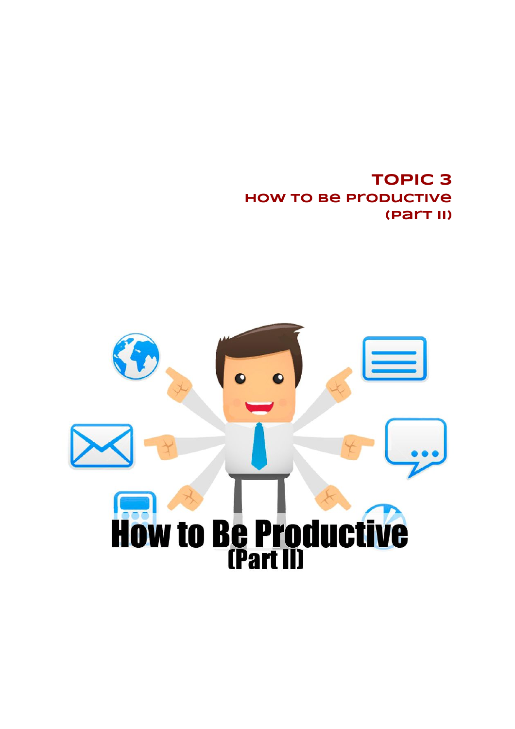# TOPIC 3
## HOW TO BE PRODUCTIVE (PART II)

How to Be Productive
(Part II)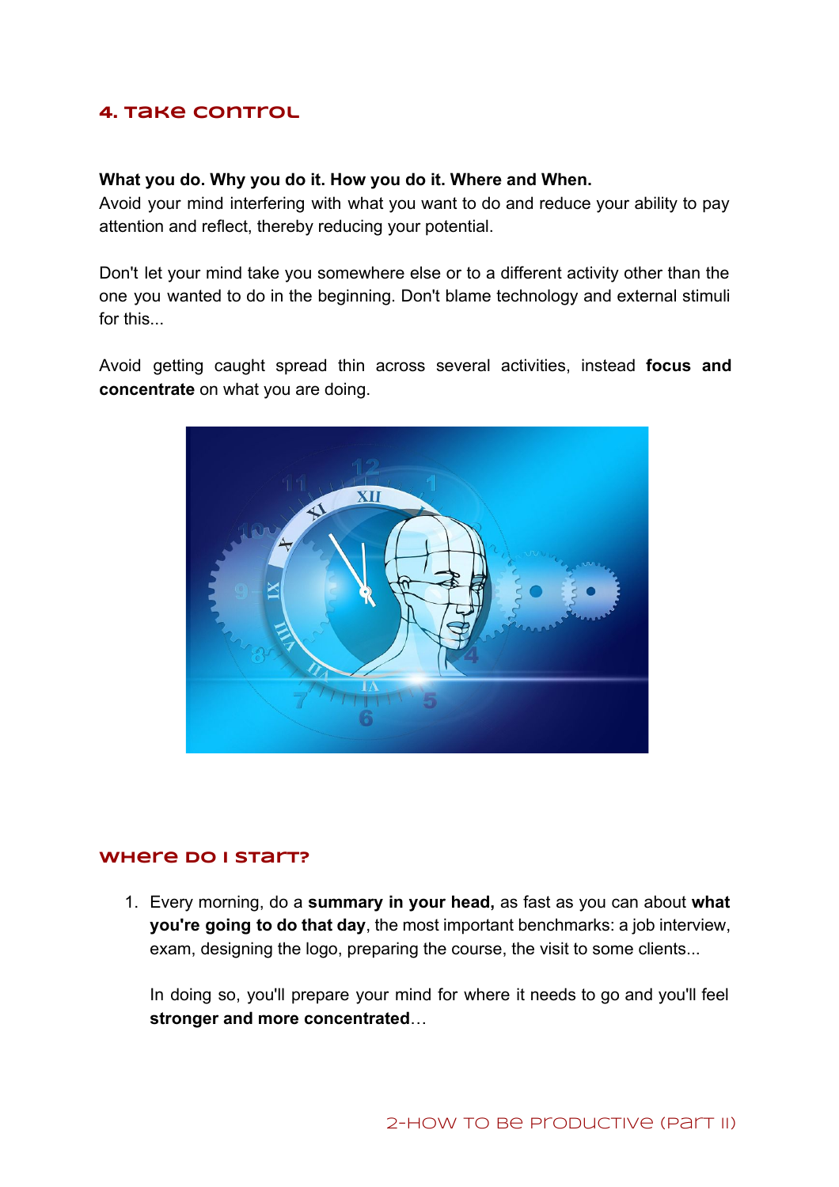## 4. Take control

**What you do. Why you do it. How you do it. Where and When.**
Avoid your mind interfering with what you want to do and reduce your ability to pay attention and reflect, thereby reducing your potential.

Don't let your mind take you somewhere else or to a different activity other than the one you wanted to do in the beginning. Don't blame technology and external stimuli for this...

Avoid getting caught spread thin across several activities, instead **focus and concentrate** on what you are doing.

## Where do I start?

1. Every morning, do a **summary in your head,** as fast as you can about **what you're going to do that day**, the most important benchmarks: a job interview, exam, designing the logo, preparing the course, the visit to some clients...

   In doing so, you'll prepare your mind for where it needs to go and you'll feel **stronger and more concentrated**…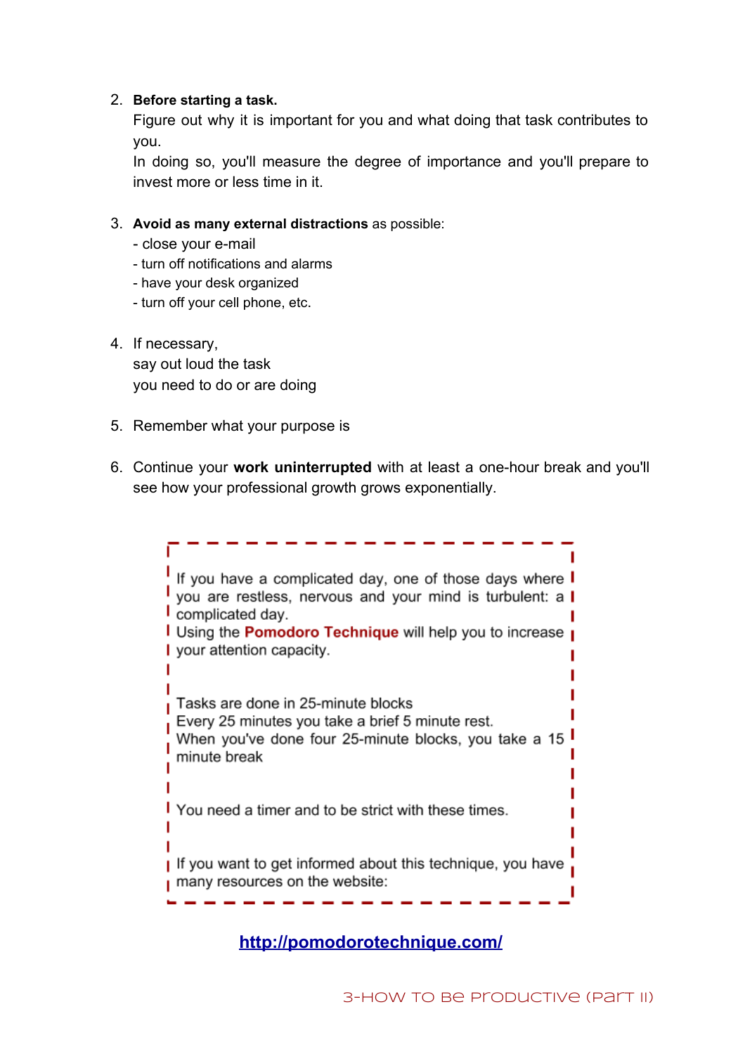2. **Before starting a task.**
   Figure out why it is important for you and what doing that task contributes to you.
   In doing so, you'll measure the degree of importance and you'll prepare to invest more or less time in it.

3. **Avoid as many external distractions** as possible:
   - close your e-mail
   - turn off notifications and alarms
   - have your desk organized
   - turn off your cell phone, etc.

4. If necessary,
   say out loud the task
   you need to do or are doing

5. Remember what your purpose is

6. Continue your **work uninterrupted** with at least a one-hour break and you'll see how your professional growth grows exponentially.

> If you have a complicated day, one of those days where you are restless, nervous and your mind is turbulent: a complicated day.
> Using the **Pomodoro Technique** will help you to increase your attention capacity.
>
> Tasks are done in 25-minute blocks
> Every 25 minutes you take a brief 5 minute rest.
> When you've done four 25-minute blocks, you take a 15 minute break
>
> You need a timer and to be strict with these times.
>
> If you want to get informed about this technique, you have many resources on the website:

**http://pomodorotechnique.com/**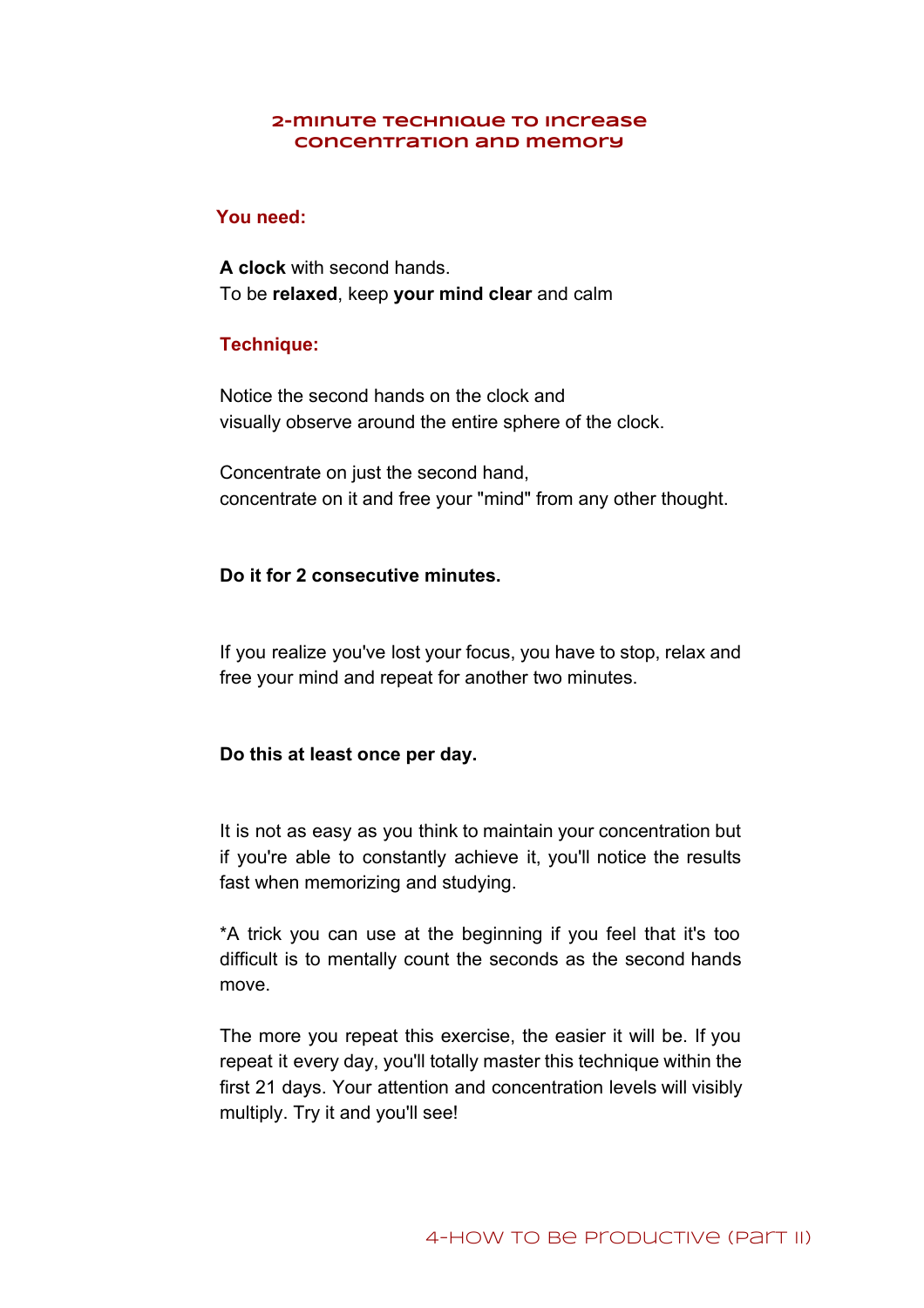## 2-minute technique to increase concentration and memory

### You need:

**A clock** with second hands.
To be **relaxed**, keep **your mind clear** and calm

### Technique:

Notice the second hands on the clock and
visually observe around the entire sphere of the clock.

Concentrate on just the second hand,
concentrate on it and free your "mind" from any other thought.

**Do it for 2 consecutive minutes.**

If you realize you've lost your focus, you have to stop, relax and free your mind and repeat for another two minutes.

**Do this at least once per day.**

It is not as easy as you think to maintain your concentration but if you're able to constantly achieve it, you'll notice the results fast when memorizing and studying.

*A trick you can use at the beginning if you feel that it's too difficult is to mentally count the seconds as the second hands move.

The more you repeat this exercise, the easier it will be. If you repeat it every day, you'll totally master this technique within the first 21 days. Your attention and concentration levels will visibly multiply. Try it and you'll see!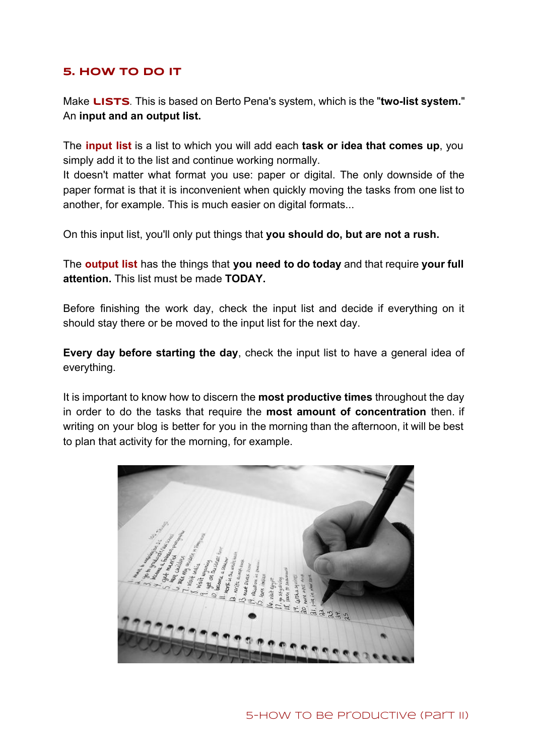## 5. HOW TO DO IT

Make **LISTS**. This is based on Berto Pena's system, which is the "**two-list system.**" An **input and an output list.**

The **input list** is a list to which you will add each **task or idea that comes up**, you simply add it to the list and continue working normally.
It doesn't matter what format you use: paper or digital. The only downside of the paper format is that it is inconvenient when quickly moving the tasks from one list to another, for example. This is much easier on digital formats...

On this input list, you'll only put things that **you should do, but are not a rush.**

The **output list** has the things that **you need to do today** and that require **your full attention.** This list must be made **TODAY.**

Before finishing the work day, check the input list and decide if everything on it should stay there or be moved to the input list for the next day.

**Every day before starting the day**, check the input list to have a general idea of everything.

It is important to know how to discern the **most productive times** throughout the day in order to do the tasks that require the **most amount of concentration** then. if writing on your blog is better for you in the morning than the afternoon, it will be best to plan that activity for the morning, for example.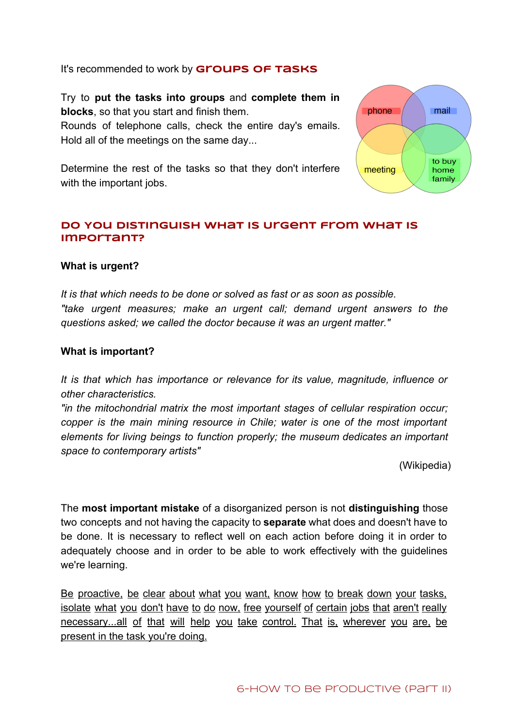It's recommended to work by **GROUPS OF TASKS**

Try to **put the tasks into groups** and **complete them in blocks**, so that you start and finish them.
Rounds of telephone calls, check the entire day's emails. Hold all of the meetings on the same day...

Determine the rest of the tasks so that they don't interfere with the important jobs.

phone mail meeting to buy home family

## DO YOU DISTINGUISH WHAT IS URGENT FROM WHAT IS IMPORTANT?

**What is urgent?**

*It is that which needs to be done or solved as fast or as soon as possible.*
*"take urgent measures; make an urgent call; demand urgent answers to the questions asked; we called the doctor because it was an urgent matter."*

**What is important?**

*It is that which has importance or relevance for its value, magnitude, influence or other characteristics.*
*"in the mitochondrial matrix the most important stages of cellular respiration occur; copper is the main mining resource in Chile; water is one of the most important elements for living beings to function properly; the museum dedicates an important space to contemporary artists"*

(Wikipedia)

The **most important mistake** of a disorganized person is not **distinguishing** those two concepts and not having the capacity to **separate** what does and doesn't have to be done. It is necessary to reflect well on each action before doing it in order to adequately choose and in order to be able to work effectively with the guidelines we're learning.

Be proactive, be clear about what you want, know how to break down your tasks, isolate what you don't have to do now, free yourself of certain jobs that aren't really necessary...all of that will help you take control. That is, wherever you are, be present in the task you're doing.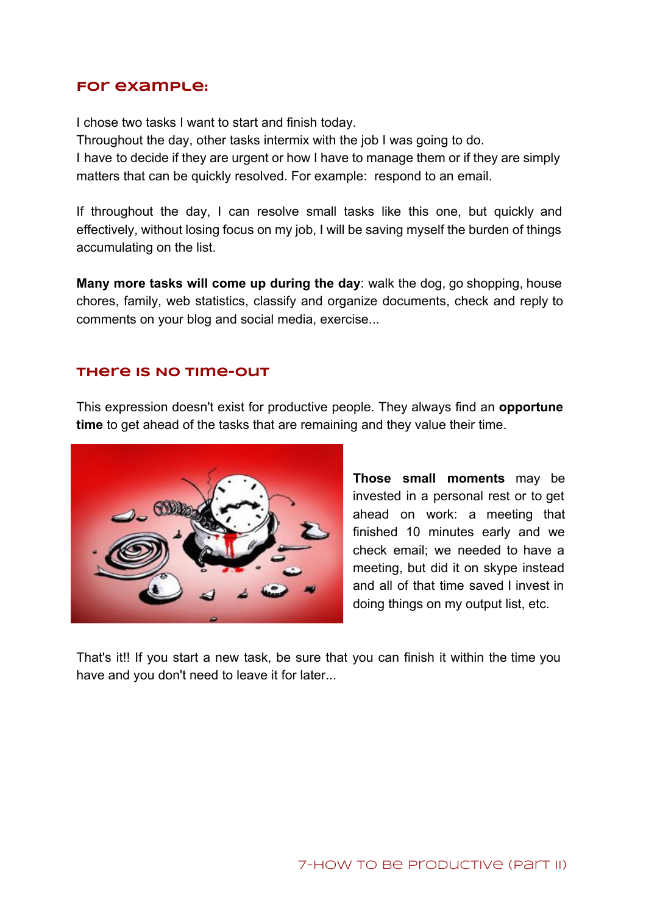## For example:

I chose two tasks I want to start and finish today.
Throughout the day, other tasks intermix with the job I was going to do.
I have to decide if they are urgent or how I have to manage them or if they are simply matters that can be quickly resolved. For example:  respond to an email.

If throughout the day, I can resolve small tasks like this one, but quickly and effectively, without losing focus on my job, I will be saving myself the burden of things accumulating on the list.

**Many more tasks will come up during the day**: walk the dog, go shopping, house chores, family, web statistics, classify and organize documents, check and reply to comments on your blog and social media, exercise...

## There is no time-out

This expression doesn't exist for productive people. They always find an **opportune time** to get ahead of the tasks that are remaining and they value their time.

**Those small moments** may be invested in a personal rest or to get ahead on work: a meeting that finished 10 minutes early and we check email; we needed to have a meeting, but did it on skype instead and all of that time saved I invest in doing things on my output list, etc.

That's it!! If you start a new task, be sure that you can finish it within the time you have and you don't need to leave it for later...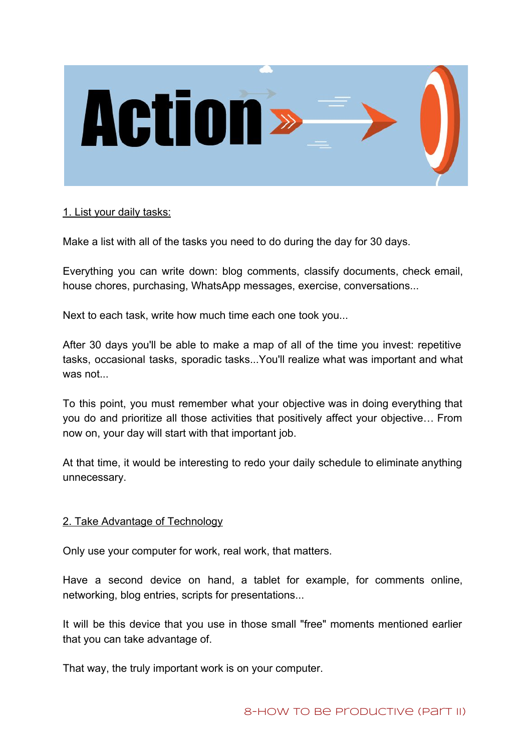1. List your daily tasks:

Make a list with all of the tasks you need to do during the day for 30 days.

Everything you can write down: blog comments, classify documents, check email, house chores, purchasing, WhatsApp messages, exercise, conversations...

Next to each task, write how much time each one took you...

After 30 days you'll be able to make a map of all of the time you invest: repetitive tasks, occasional tasks, sporadic tasks...You'll realize what was important and what was not...

To this point, you must remember what your objective was in doing everything that you do and prioritize all those activities that positively affect your objective… From now on, your day will start with that important job.

At that time, it would be interesting to redo your daily schedule to eliminate anything unnecessary.

2. Take Advantage of Technology

Only use your computer for work, real work, that matters.

Have a second device on hand, a tablet for example, for comments online, networking, blog entries, scripts for presentations...

It will be this device that you use in those small "free" moments mentioned earlier that you can take advantage of.

That way, the truly important work is on your computer.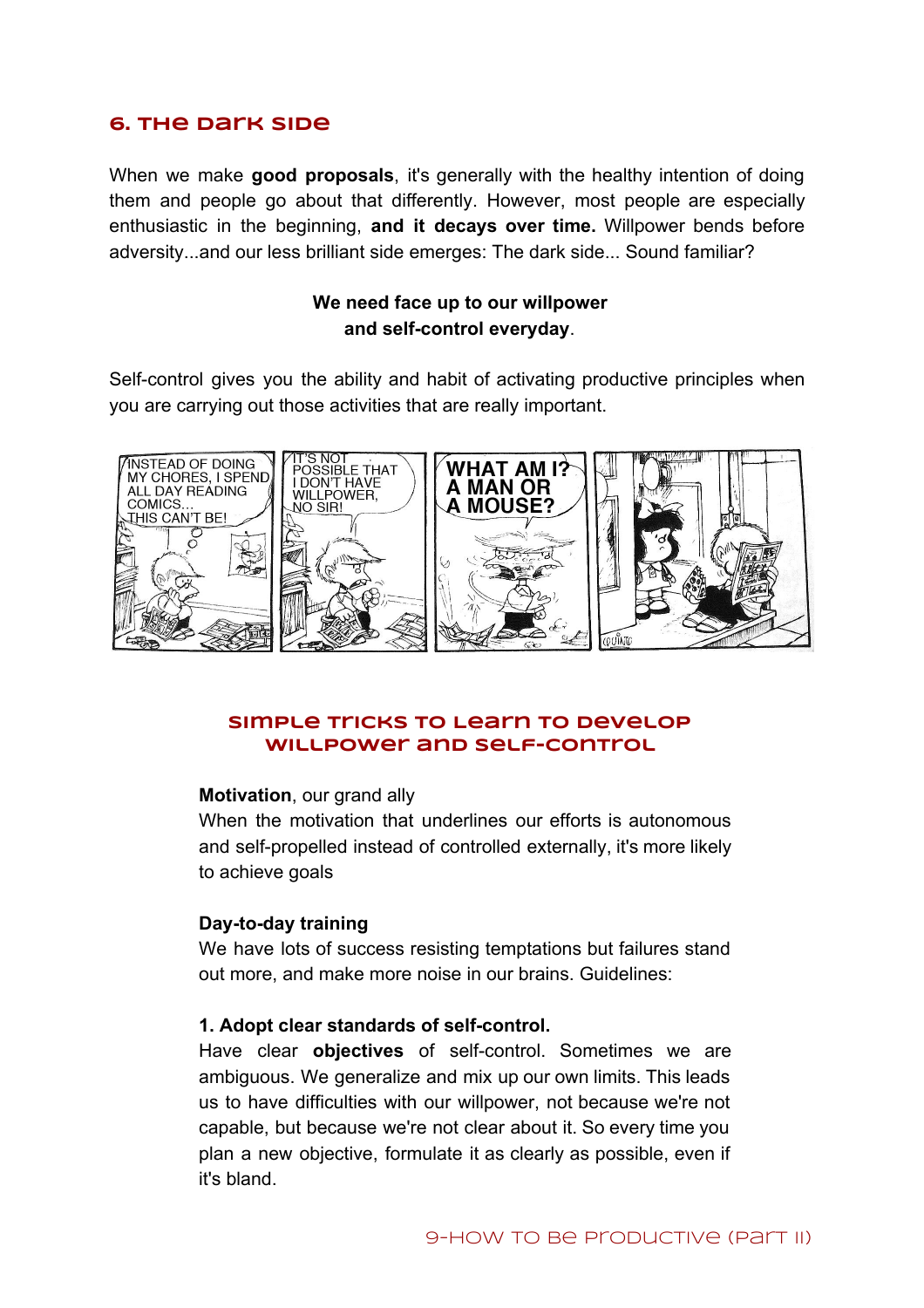## 6. The dark side

When we make **good proposals**, it's generally with the healthy intention of doing them and people go about that differently. However, most people are especially enthusiastic in the beginning, **and it decays over time.** Willpower bends before adversity...and our less brilliant side emerges: The dark side... Sound familiar?

**We need face up to our willpower and self-control everyday**.

Self-control gives you the ability and habit of activating productive principles when you are carrying out those activities that are really important.

### Simple tricks to learn to develop willpower and self-control

**Motivation**, our grand ally
When the motivation that underlines our efforts is autonomous and self-propelled instead of controlled externally, it's more likely to achieve goals

**Day-to-day training**
We have lots of success resisting temptations but failures stand out more, and make more noise in our brains. Guidelines:

**1. Adopt clear standards of self-control.**
Have clear **objectives** of self-control. Sometimes we are ambiguous. We generalize and mix up our own limits. This leads us to have difficulties with our willpower, not because we're not capable, but because we're not clear about it. So every time you plan a new objective, formulate it as clearly as possible, even if it's bland.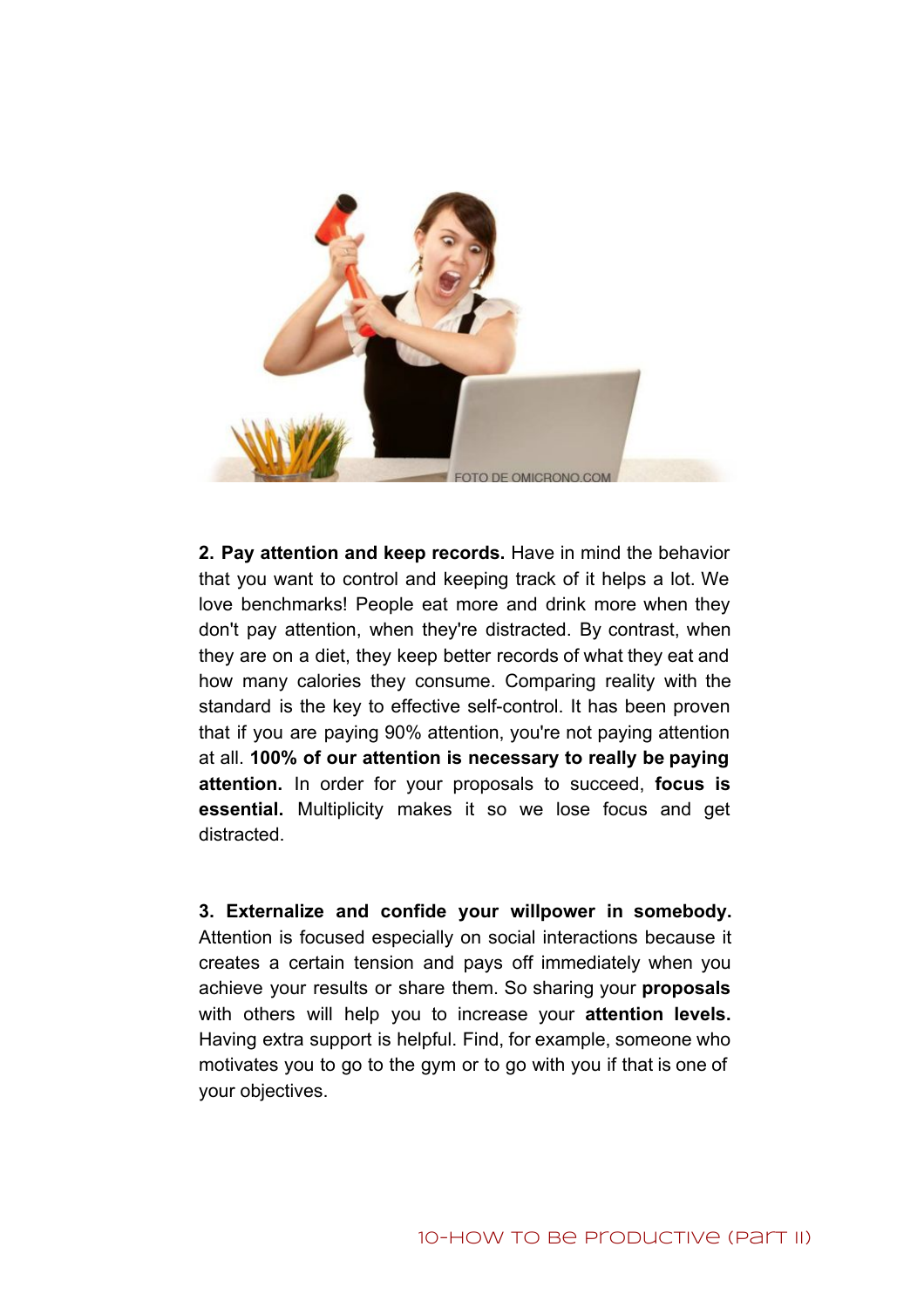**2. Pay attention and keep records.** Have in mind the behavior that you want to control and keeping track of it helps a lot. We love benchmarks! People eat more and drink more when they don't pay attention, when they're distracted. By contrast, when they are on a diet, they keep better records of what they eat and how many calories they consume. Comparing reality with the standard is the key to effective self-control. It has been proven that if you are paying 90% attention, you're not paying attention at all. **100% of our attention is necessary to really be paying attention.** In order for your proposals to succeed, **focus is essential.** Multiplicity makes it so we lose focus and get distracted.

**3. Externalize and confide your willpower in somebody.** Attention is focused especially on social interactions because it creates a certain tension and pays off immediately when you achieve your results or share them. So sharing your **proposals** with others will help you to increase your **attention levels.** Having extra support is helpful. Find, for example, someone who motivates you to go to the gym or to go with you if that is one of your objectives.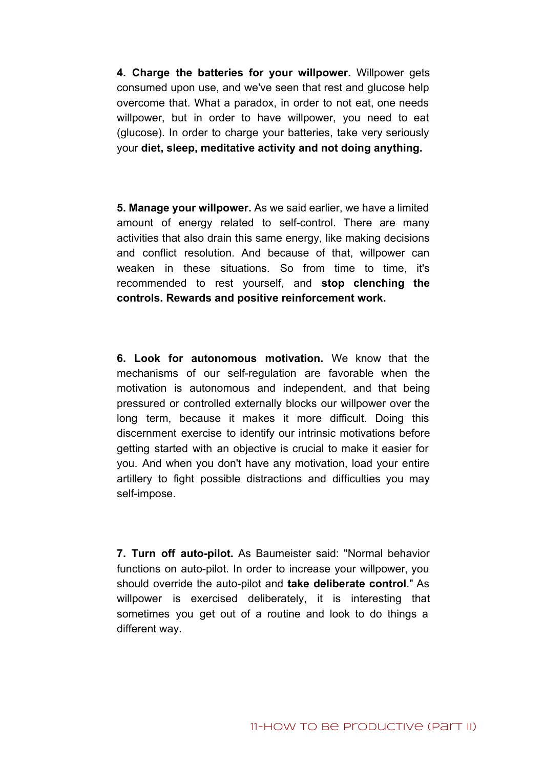**4. Charge the batteries for your willpower.** Willpower gets consumed upon use, and we've seen that rest and glucose help overcome that. What a paradox, in order to not eat, one needs willpower, but in order to have willpower, you need to eat (glucose). In order to charge your batteries, take very seriously your **diet, sleep, meditative activity and not doing anything.**

**5. Manage your willpower.** As we said earlier, we have a limited amount of energy related to self-control. There are many activities that also drain this same energy, like making decisions and conflict resolution. And because of that, willpower can weaken in these situations. So from time to time, it's recommended to rest yourself, and **stop clenching the controls. Rewards and positive reinforcement work.**

**6. Look for autonomous motivation.** We know that the mechanisms of our self-regulation are favorable when the motivation is autonomous and independent, and that being pressured or controlled externally blocks our willpower over the long term, because it makes it more difficult. Doing this discernment exercise to identify our intrinsic motivations before getting started with an objective is crucial to make it easier for you. And when you don't have any motivation, load your entire artillery to fight possible distractions and difficulties you may self-impose.

**7. Turn off auto-pilot.** As Baumeister said: "Normal behavior functions on auto-pilot. In order to increase your willpower, you should override the auto-pilot and **take deliberate control**." As willpower is exercised deliberately, it is interesting that sometimes you get out of a routine and look to do things a different way.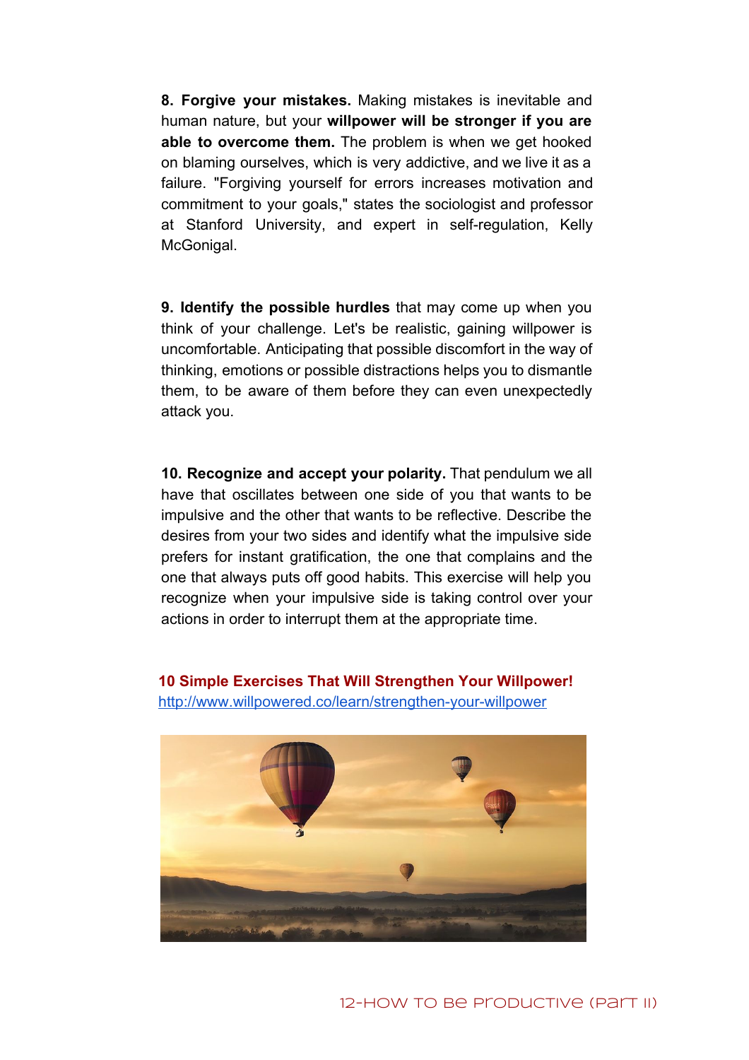**8. Forgive your mistakes.** Making mistakes is inevitable and human nature, but your **willpower will be stronger if you are able to overcome them.** The problem is when we get hooked on blaming ourselves, which is very addictive, and we live it as a failure. "Forgiving yourself for errors increases motivation and commitment to your goals," states the sociologist and professor at Stanford University, and expert in self-regulation, Kelly McGonigal.

**9. Identify the possible hurdles** that may come up when you think of your challenge. Let's be realistic, gaining willpower is uncomfortable. Anticipating that possible discomfort in the way of thinking, emotions or possible distractions helps you to dismantle them, to be aware of them before they can even unexpectedly attack you.

**10. Recognize and accept your polarity.** That pendulum we all have that oscillates between one side of you that wants to be impulsive and the other that wants to be reflective. Describe the desires from your two sides and identify what the impulsive side prefers for instant gratification, the one that complains and the one that always puts off good habits. This exercise will help you recognize when your impulsive side is taking control over your actions in order to interrupt them at the appropriate time.

**10 Simple Exercises That Will Strengthen Your Willpower!**
[http://www.willpowered.co/learn/strengthen-your-willpower](http://www.willpowered.co/learn/strengthen-your-willpower)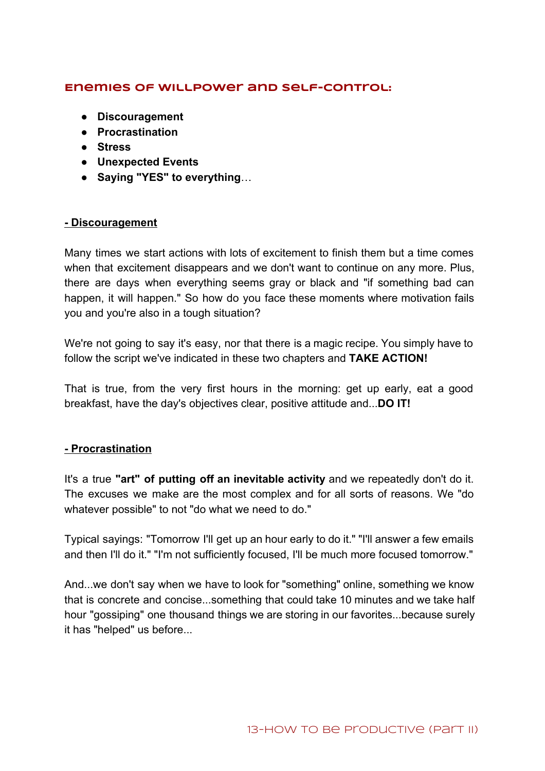## Enemies of willpower and self-control:

- **Discouragement**
- **Procrastination**
- **Stress**
- **Unexpected Events**
- **Saying "YES" to everything**…

**- Discouragement**

Many times we start actions with lots of excitement to finish them but a time comes when that excitement disappears and we don't want to continue on any more. Plus, there are days when everything seems gray or black and "if something bad can happen, it will happen." So how do you face these moments where motivation fails you and you're also in a tough situation?

We're not going to say it's easy, nor that there is a magic recipe. You simply have to follow the script we've indicated in these two chapters and **TAKE ACTION!**

That is true, from the very first hours in the morning: get up early, eat a good breakfast, have the day's objectives clear, positive attitude and...**DO IT!**

**- Procrastination**

It's a true **"art" of putting off an inevitable activity** and we repeatedly don't do it. The excuses we make are the most complex and for all sorts of reasons. We "do whatever possible" to not "do what we need to do."

Typical sayings: "Tomorrow I'll get up an hour early to do it." "I'll answer a few emails and then I'll do it." "I'm not sufficiently focused, I'll be much more focused tomorrow."

And...we don't say when we have to look for "something" online, something we know that is concrete and concise...something that could take 10 minutes and we take half hour "gossiping" one thousand things we are storing in our favorites...because surely it has "helped" us before...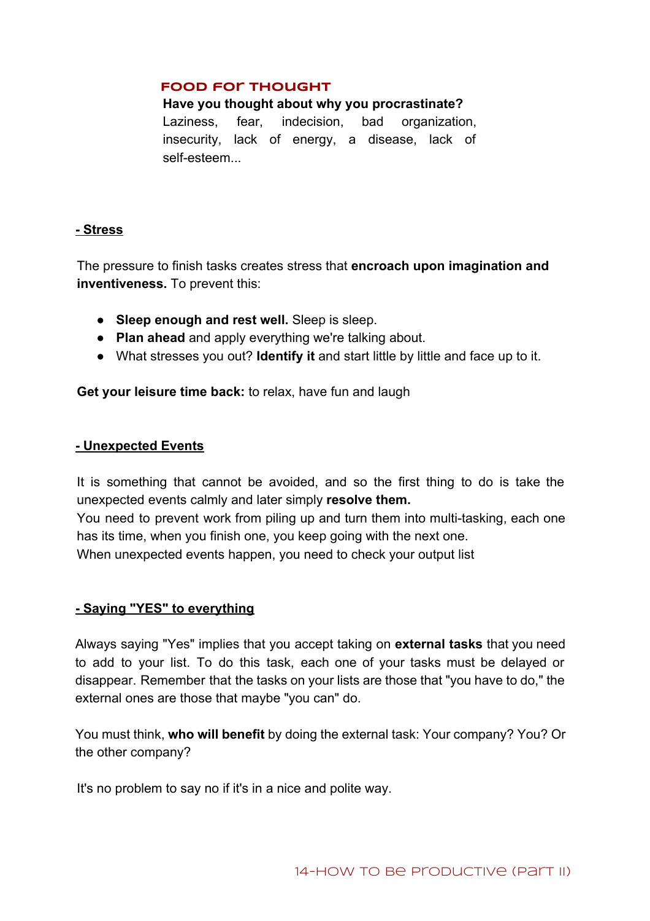**FOOD FOR THOUGHT**

**Have you thought about why you procrastinate?**
Laziness, fear, indecision, bad organization, insecurity, lack of energy, a disease, lack of self-esteem...

**- Stress**

The pressure to finish tasks creates stress that **encroach upon imagination and inventiveness.** To prevent this:

- **Sleep enough and rest well.** Sleep is sleep.
- **Plan ahead** and apply everything we're talking about.
- What stresses you out? **Identify it** and start little by little and face up to it.

**Get your leisure time back:** to relax, have fun and laugh

**- Unexpected Events**

It is something that cannot be avoided, and so the first thing to do is take the unexpected events calmly and later simply **resolve them.**
You need to prevent work from piling up and turn them into multi-tasking, each one has its time, when you finish one, you keep going with the next one.
When unexpected events happen, you need to check your output list

**- Saying "YES" to everything**

Always saying "Yes" implies that you accept taking on **external tasks** that you need to add to your list. To do this task, each one of your tasks must be delayed or disappear. Remember that the tasks on your lists are those that "you have to do," the external ones are those that maybe "you can" do.

You must think, **who will benefit** by doing the external task: Your company? You? Or the other company?

It's no problem to say no if it's in a nice and polite way.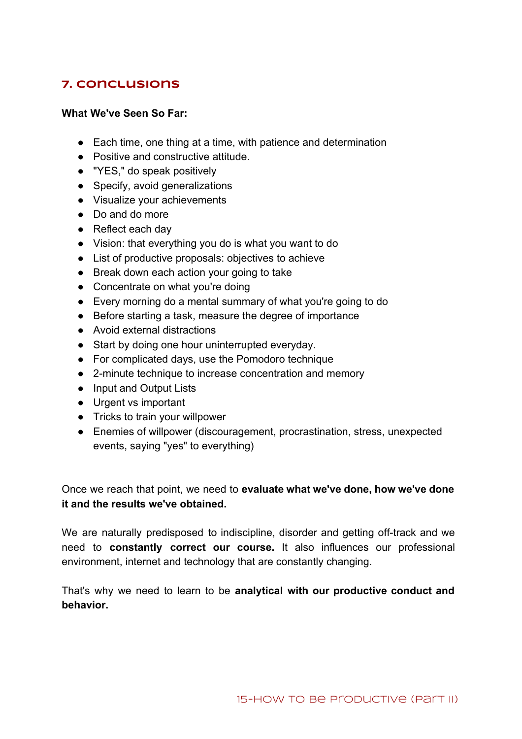## 7. Conclusions

**What We've Seen So Far:**

- Each time, one thing at a time, with patience and determination
- Positive and constructive attitude.
- "YES," do speak positively
- Specify, avoid generalizations
- Visualize your achievements
- Do and do more
- Reflect each day
- Vision: that everything you do is what you want to do
- List of productive proposals: objectives to achieve
- Break down each action your going to take
- Concentrate on what you're doing
- Every morning do a mental summary of what you're going to do
- Before starting a task, measure the degree of importance
- Avoid external distractions
- Start by doing one hour uninterrupted everyday.
- For complicated days, use the Pomodoro technique
- 2-minute technique to increase concentration and memory
- Input and Output Lists
- Urgent vs important
- Tricks to train your willpower
- Enemies of willpower (discouragement, procrastination, stress, unexpected events, saying "yes" to everything)

Once we reach that point, we need to **evaluate what we've done, how we've done it and the results we've obtained.**

We are naturally predisposed to indiscipline, disorder and getting off-track and we need to **constantly correct our course.** It also influences our professional environment, internet and technology that are constantly changing.

That's why we need to learn to be **analytical with our productive conduct and behavior.**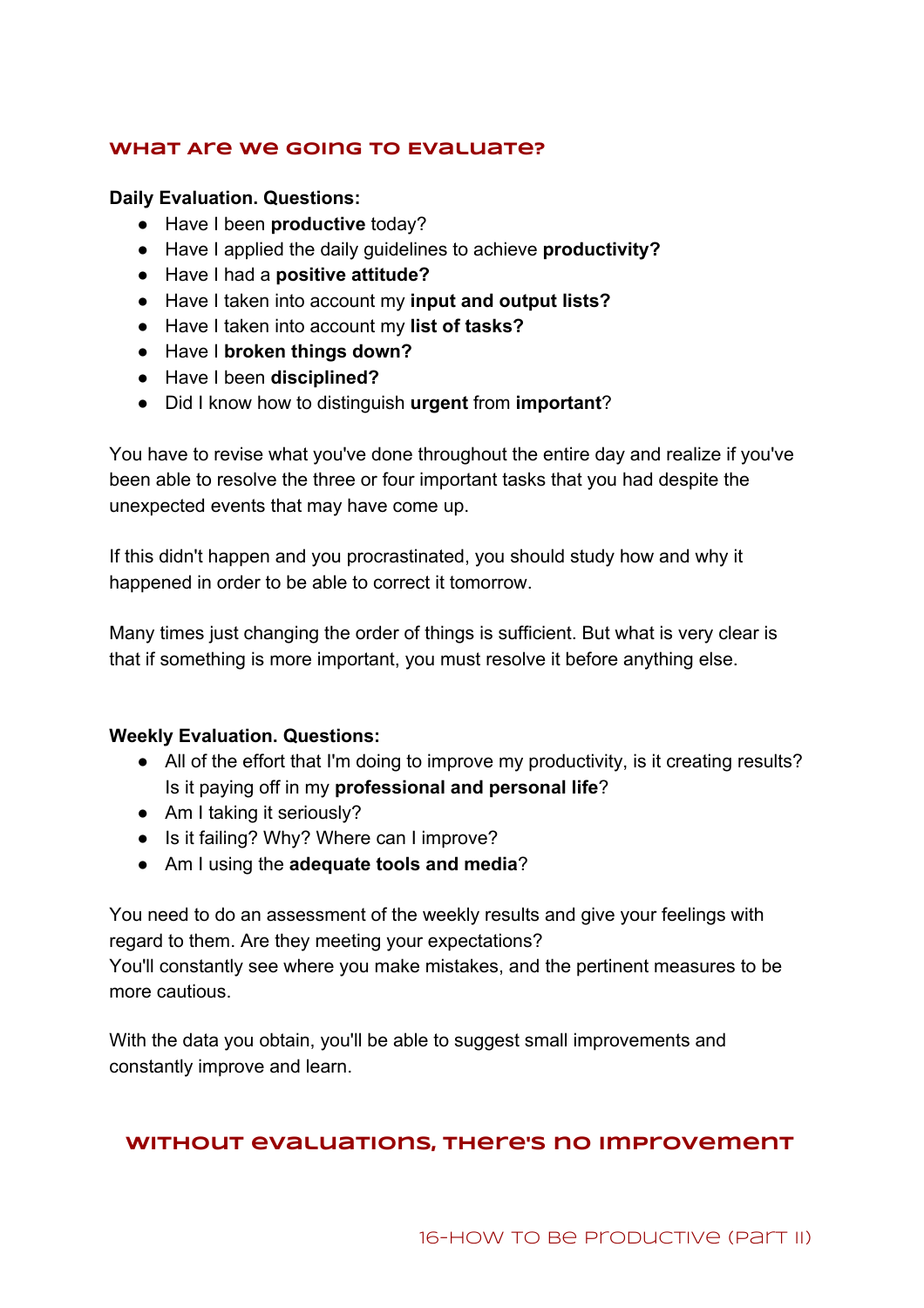## What are we going to evaluate?

**Daily Evaluation. Questions:**

- Have I been **productive** today?
- Have I applied the daily guidelines to achieve **productivity?**
- Have I had a **positive attitude?**
- Have I taken into account my **input and output lists?**
- Have I taken into account my **list of tasks?**
- Have I **broken things down?**
- Have I been **disciplined?**
- Did I know how to distinguish **urgent** from **important**?

You have to revise what you've done throughout the entire day and realize if you've been able to resolve the three or four important tasks that you had despite the unexpected events that may have come up.

If this didn't happen and you procrastinated, you should study how and why it happened in order to be able to correct it tomorrow.

Many times just changing the order of things is sufficient. But what is very clear is that if something is more important, you must resolve it before anything else.

**Weekly Evaluation. Questions:**

- All of the effort that I'm doing to improve my productivity, is it creating results? Is it paying off in my **professional and personal life**?
- Am I taking it seriously?
- Is it failing? Why? Where can I improve?
- Am I using the **adequate tools and media**?

You need to do an assessment of the weekly results and give your feelings with regard to them. Are they meeting your expectations?
You'll constantly see where you make mistakes, and the pertinent measures to be more cautious.

With the data you obtain, you'll be able to suggest small improvements and constantly improve and learn.

## Without evaluations, there's no improvement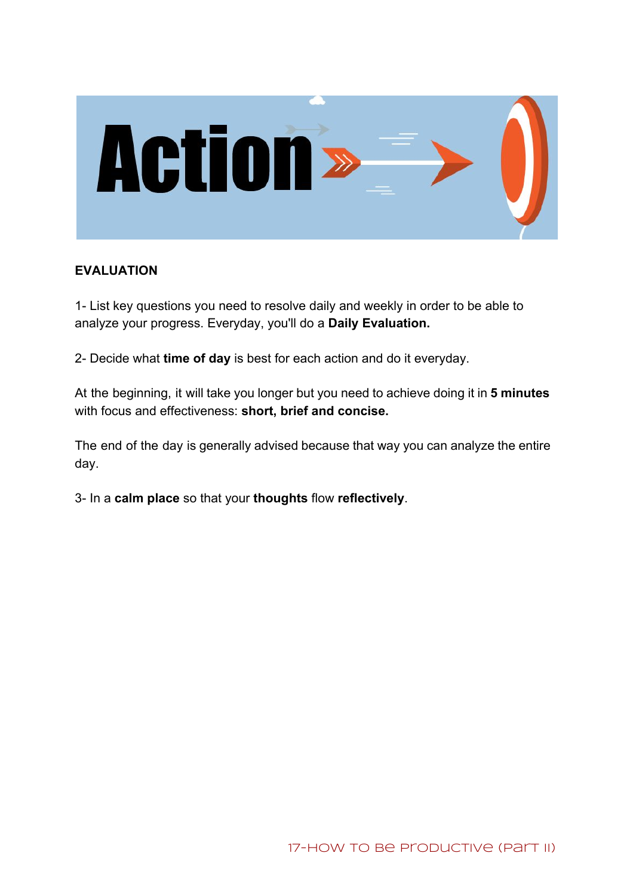## EVALUATION

1- List key questions you need to resolve daily and weekly in order to be able to analyze your progress. Everyday, you'll do a **Daily Evaluation.**

2- Decide what **time of day** is best for each action and do it everyday.

At the beginning, it will take you longer but you need to achieve doing it in **5 minutes** with focus and effectiveness: **short, brief and concise.**

The end of the day is generally advised because that way you can analyze the entire day.

3- In a **calm place** so that your **thoughts** flow **reflectively**.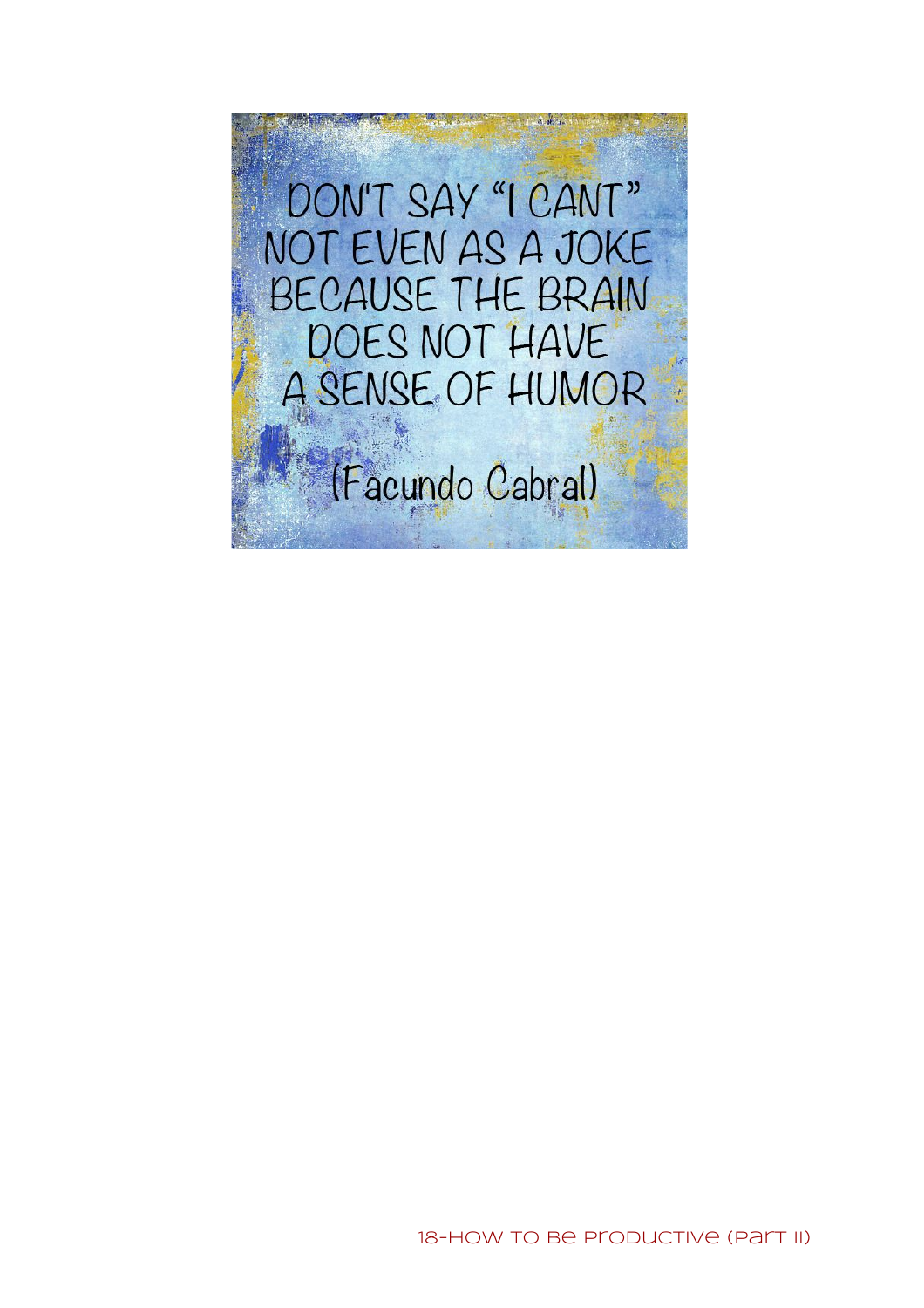DON'T SAY "I CANT"
NOT EVEN AS A JOKE
BECAUSE THE BRAIN
DOES NOT HAVE
A SENSE OF HUMOR

(Facundo Cabral)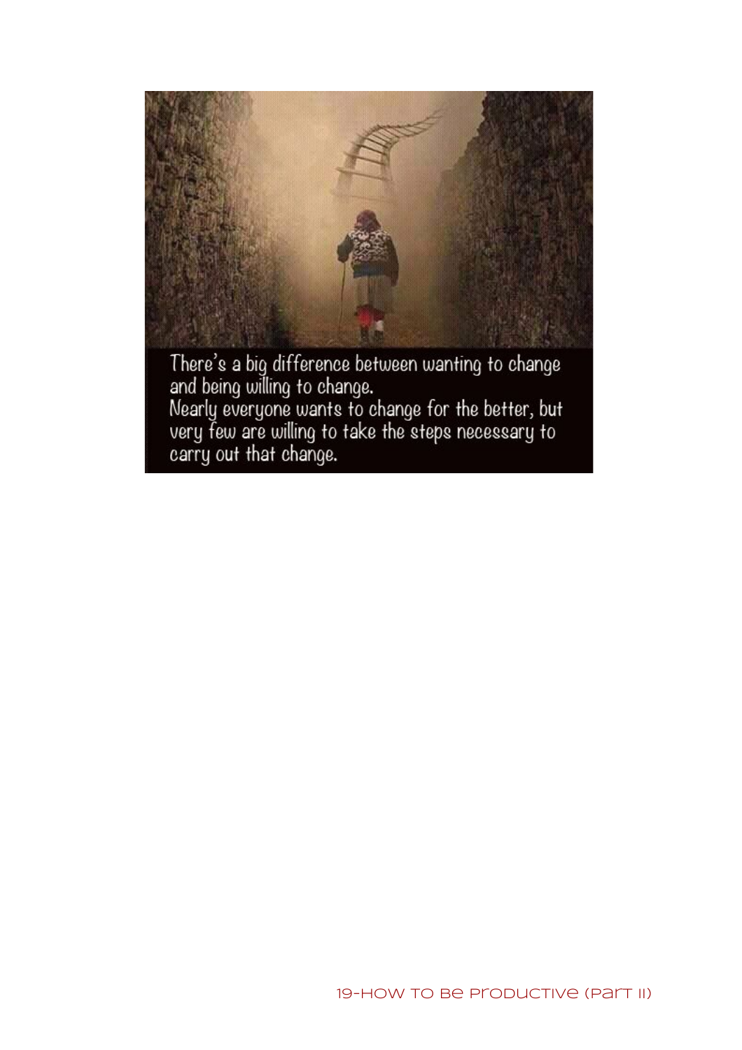There's a big difference between wanting to change and being willing to change.
Nearly everyone wants to change for the better, but very few are willing to take the steps necessary to carry out that change.